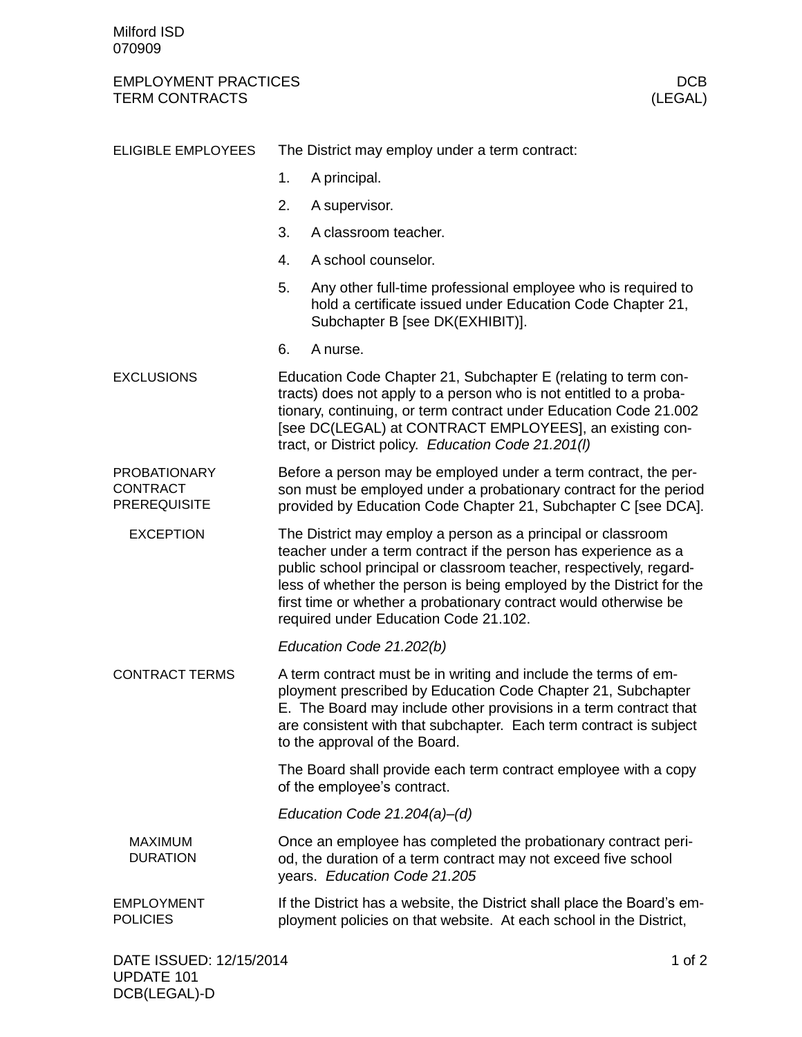Milford ISD
070909

# EMPLOYMENT PRACTICES — TERM CONTRACTS

DCB (LEGAL)

## ELIGIBLE EMPLOYEES

The District may employ under a term contract:

1. A principal.
2. A supervisor.
3. A classroom teacher.
4. A school counselor.
5. Any other full-time professional employee who is required to hold a certificate issued under Education Code Chapter 21, Subchapter B [see DK(EXHIBIT)].
6. A nurse.

## EXCLUSIONS

Education Code Chapter 21, Subchapter E (relating to term contracts) does not apply to a person who is not entitled to a probationary, continuing, or term contract under Education Code 21.002 [see DC(LEGAL) at CONTRACT EMPLOYEES], an existing contract, or District policy. *Education Code 21.201(l)*

## PROBATIONARY CONTRACT PREREQUISITE

Before a person may be employed under a term contract, the person must be employed under a probationary contract for the period provided by Education Code Chapter 21, Subchapter C [see DCA].

### EXCEPTION

The District may employ a person as a principal or classroom teacher under a term contract if the person has experience as a public school principal or classroom teacher, respectively, regardless of whether the person is being employed by the District for the first time or whether a probationary contract would otherwise be required under Education Code 21.102.

*Education Code 21.202(b)*

## CONTRACT TERMS

A term contract must be in writing and include the terms of employment prescribed by Education Code Chapter 21, Subchapter E. The Board may include other provisions in a term contract that are consistent with that subchapter. Each term contract is subject to the approval of the Board.

The Board shall provide each term contract employee with a copy of the employee's contract.

*Education Code 21.204(a)–(d)*

### MAXIMUM DURATION

Once an employee has completed the probationary contract period, the duration of a term contract may not exceed five school years. *Education Code 21.205*

## EMPLOYMENT POLICIES

If the District has a website, the District shall place the Board's employment policies on that website. At each school in the District,

DATE ISSUED: 12/15/2014
UPDATE 101
DCB(LEGAL)-D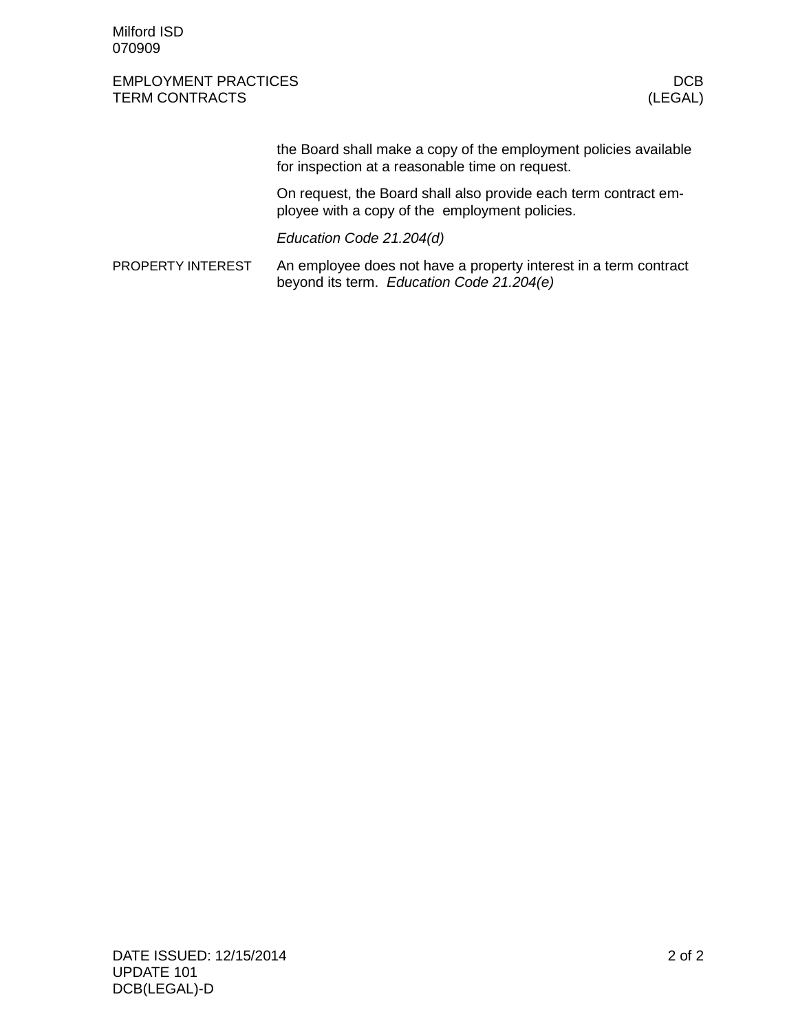the Board shall make a copy of the employment policies available for inspection at a reasonable time on request.

On request, the Board shall also provide each term contract employee with a copy of the employment policies.

*Education Code 21.204(d)*

PROPERTY INTEREST

An employee does not have a property interest in a term contract beyond its term. *Education Code 21.204(e)*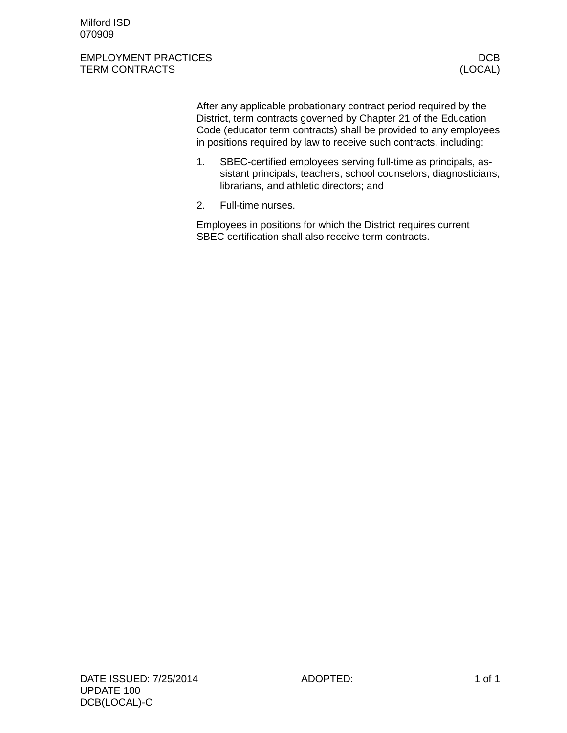After any applicable probationary contract period required by the District, term contracts governed by Chapter 21 of the Education Code (educator term contracts) shall be provided to any employees in positions required by law to receive such contracts, including:

1. SBEC-certified employees serving full-time as principals, assistant principals, teachers, school counselors, diagnosticians, librarians, and athletic directors; and
2. Full-time nurses.

Employees in positions for which the District requires current SBEC certification shall also receive term contracts.